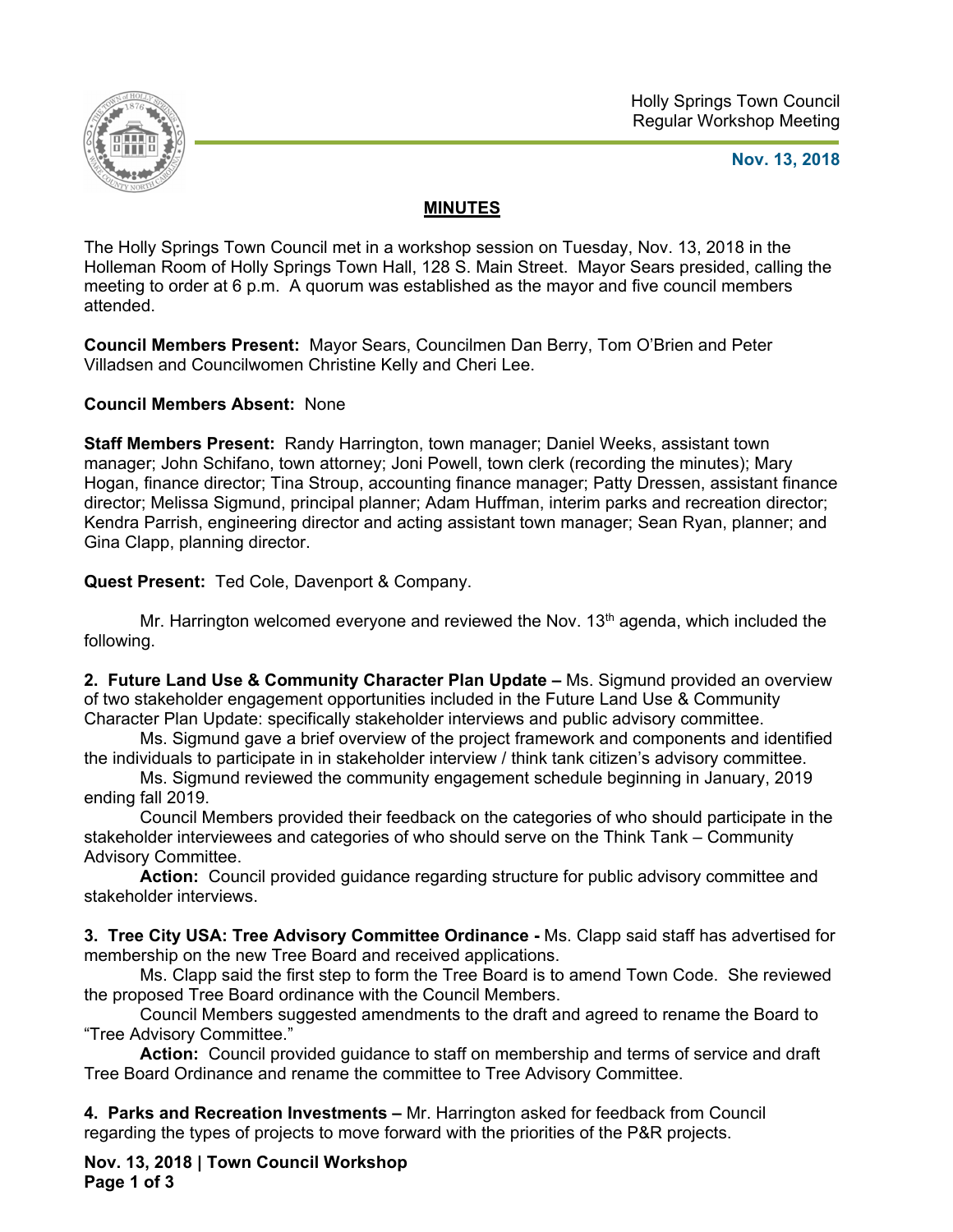Holly Springs Town Council
Regular Workshop Meeting

**Nov. 13, 2018**

# MINUTES

The Holly Springs Town Council met in a workshop session on Tuesday, Nov. 13, 2018 in the Holleman Room of Holly Springs Town Hall, 128 S. Main Street. Mayor Sears presided, calling the meeting to order at 6 p.m. A quorum was established as the mayor and five council members attended.

**Council Members Present:** Mayor Sears, Councilmen Dan Berry, Tom O'Brien and Peter Villadsen and Councilwomen Christine Kelly and Cheri Lee.

**Council Members Absent:** None

**Staff Members Present:** Randy Harrington, town manager; Daniel Weeks, assistant town manager; John Schifano, town attorney; Joni Powell, town clerk (recording the minutes); Mary Hogan, finance director; Tina Stroup, accounting finance manager; Patty Dressen, assistant finance director; Melissa Sigmund, principal planner; Adam Huffman, interim parks and recreation director; Kendra Parrish, engineering director and acting assistant town manager; Sean Ryan, planner; and Gina Clapp, planning director.

**Quest Present:** Ted Cole, Davenport & Company.

Mr. Harrington welcomed everyone and reviewed the Nov. 13th agenda, which included the following.

**2. Future Land Use & Community Character Plan Update –** Ms. Sigmund provided an overview of two stakeholder engagement opportunities included in the Future Land Use & Community Character Plan Update: specifically stakeholder interviews and public advisory committee.

Ms. Sigmund gave a brief overview of the project framework and components and identified the individuals to participate in in stakeholder interview / think tank citizen's advisory committee.

Ms. Sigmund reviewed the community engagement schedule beginning in January, 2019 ending fall 2019.

Council Members provided their feedback on the categories of who should participate in the stakeholder interviewees and categories of who should serve on the Think Tank – Community Advisory Committee.

**Action:** Council provided guidance regarding structure for public advisory committee and stakeholder interviews.

**3. Tree City USA: Tree Advisory Committee Ordinance -** Ms. Clapp said staff has advertised for membership on the new Tree Board and received applications.

Ms. Clapp said the first step to form the Tree Board is to amend Town Code. She reviewed the proposed Tree Board ordinance with the Council Members.

Council Members suggested amendments to the draft and agreed to rename the Board to "Tree Advisory Committee."

**Action:** Council provided guidance to staff on membership and terms of service and draft Tree Board Ordinance and rename the committee to Tree Advisory Committee.

**4. Parks and Recreation Investments –** Mr. Harrington asked for feedback from Council regarding the types of projects to move forward with the priorities of the P&R projects.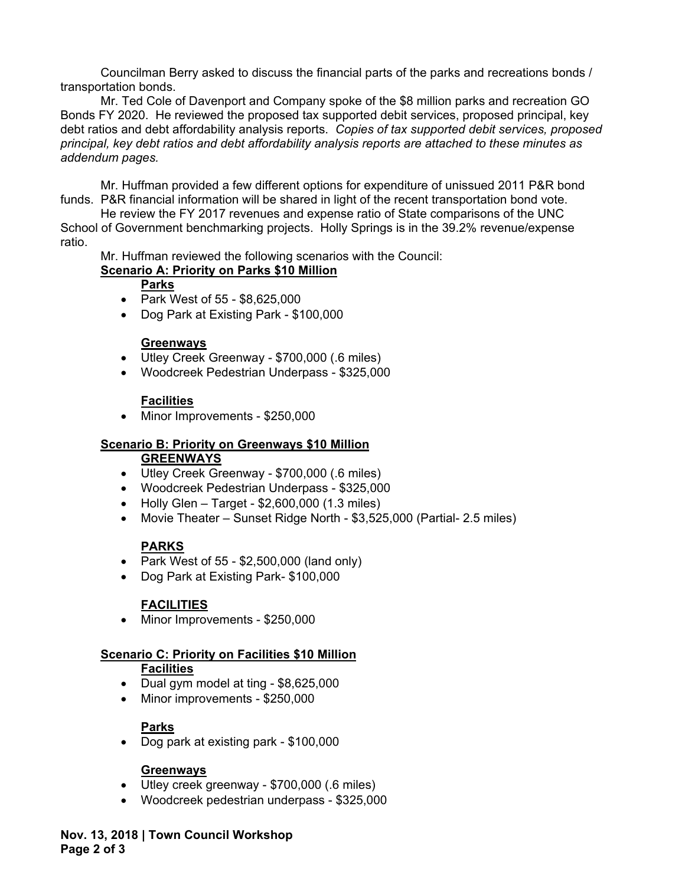Councilman Berry asked to discuss the financial parts of the parks and recreations bonds / transportation bonds.

Mr. Ted Cole of Davenport and Company spoke of the $8 million parks and recreation GO Bonds FY 2020. He reviewed the proposed tax supported debit services, proposed principal, key debt ratios and debt affordability analysis reports. *Copies of tax supported debit services, proposed principal, key debt ratios and debt affordability analysis reports are attached to these minutes as addendum pages.*

Mr. Huffman provided a few different options for expenditure of unissued 2011 P&R bond funds. P&R financial information will be shared in light of the recent transportation bond vote.

He review the FY 2017 revenues and expense ratio of State comparisons of the UNC School of Government benchmarking projects. Holly Springs is in the 39.2% revenue/expense ratio.

Mr. Huffman reviewed the following scenarios with the Council:

**Scenario A: Priority on Parks $10 Million**

**Parks**

- Park West of 55 - $8,625,000
- Dog Park at Existing Park - $100,000

**Greenways**

- Utley Creek Greenway - $700,000 (.6 miles)
- Woodcreek Pedestrian Underpass - $325,000

**Facilities**

- Minor Improvements - $250,000

**Scenario B: Priority on Greenways $10 Million**

**GREENWAYS**

- Utley Creek Greenway - $700,000 (.6 miles)
- Woodcreek Pedestrian Underpass - $325,000
- Holly Glen – Target - $2,600,000 (1.3 miles)
- Movie Theater – Sunset Ridge North - $3,525,000 (Partial- 2.5 miles)

**PARKS**

- Park West of 55 - $2,500,000 (land only)
- Dog Park at Existing Park- $100,000

**FACILITIES**

- Minor Improvements - $250,000

**Scenario C: Priority on Facilities $10 Million**

**Facilities**

- Dual gym model at ting - $8,625,000
- Minor improvements - $250,000

**Parks**

- Dog park at existing park - $100,000

**Greenways**

- Utley creek greenway - $700,000 (.6 miles)
- Woodcreek pedestrian underpass - $325,000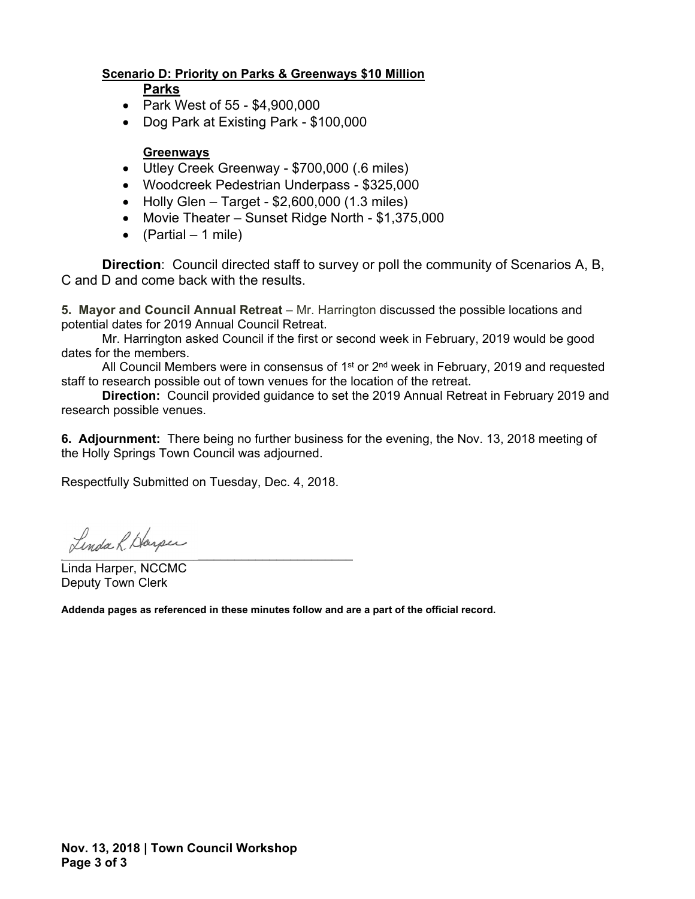**Scenario D: Priority on Parks & Greenways $10 Million**

**Parks**

- Park West of 55 - $4,900,000
- Dog Park at Existing Park - $100,000

**Greenways**

- Utley Creek Greenway - $700,000 (.6 miles)
- Woodcreek Pedestrian Underpass - $325,000
- Holly Glen – Target - $2,600,000 (1.3 miles)
- Movie Theater – Sunset Ridge North - $1,375,000
- (Partial – 1 mile)

**Direction**: Council directed staff to survey or poll the community of Scenarios A, B, C and D and come back with the results.

**5. Mayor and Council Annual Retreat** – Mr. Harrington discussed the possible locations and potential dates for 2019 Annual Council Retreat.

Mr. Harrington asked Council if the first or second week in February, 2019 would be good dates for the members.

All Council Members were in consensus of 1st or 2nd week in February, 2019 and requested staff to research possible out of town venues for the location of the retreat.

**Direction:** Council provided guidance to set the 2019 Annual Retreat in February 2019 and research possible venues.

**6. Adjournment:** There being no further business for the evening, the Nov. 13, 2018 meeting of the Holly Springs Town Council was adjourned.

Respectfully Submitted on Tuesday, Dec. 4, 2018.

Linda Harper, NCCMC
Deputy Town Clerk

**Addenda pages as referenced in these minutes follow and are a part of the official record.**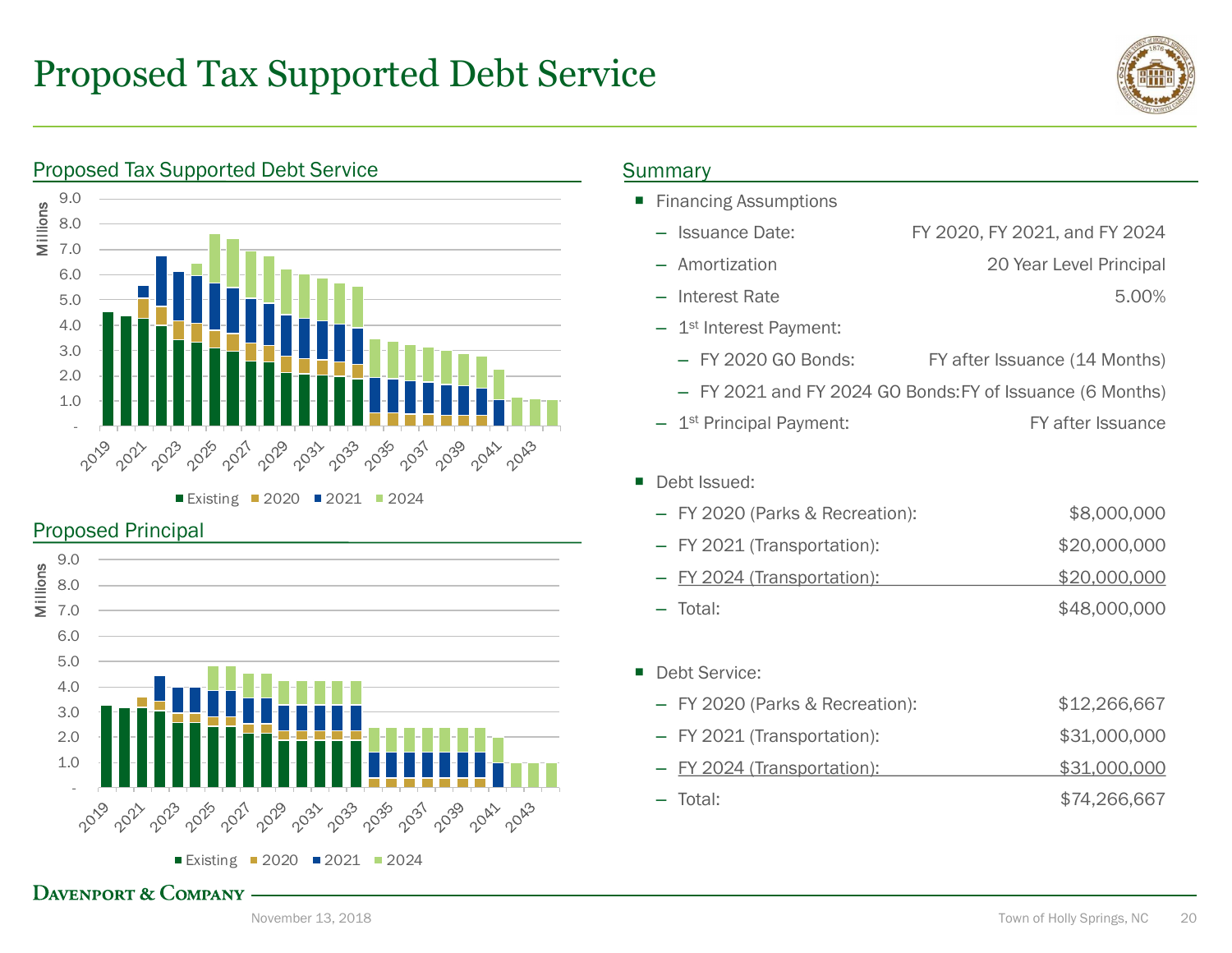# Proposed Tax Supported Debt Service

## Proposed Tax Supported Debt Service

Millions

9.0
8.0
7.0
6.0
5.0
4.0
3.0
2.0
1.0
-

2019 2021 2023 2025 2027 2029 2031 2033 2035 2037 2039 2041 2043

Existing 2020 2021 2024

## Proposed Principal

Millions

9.0
8.0
7.0
6.0
5.0
4.0
3.0
2.0
1.0
-

2019 2021 2023 2025 2027 2029 2031 2033 2035 2037 2039 2041 2043

Existing 2020 2021 2024

## Summary

- Financing Assumptions
  - Issuance Date: FY 2020, FY 2021, and FY 2024
  - Amortization: 20 Year Level Principal
  - Interest Rate: 5.00%
  - 1st Interest Payment:
    - FY 2020 GO Bonds: FY after Issuance (14 Months)
    - FY 2021 and FY 2024 GO Bonds: FY of Issuance (6 Months)
  - 1st Principal Payment: FY after Issuance

- Debt Issued:

| | |
|---|---|
| FY 2020 (Parks & Recreation): | $8,000,000 |
| FY 2021 (Transportation): | $20,000,000 |
| FY 2024 (Transportation): | $20,000,000 |
| Total: | $48,000,000 |

- Debt Service:

| | |
|---|---|
| FY 2020 (Parks & Recreation): | $12,266,667 |
| FY 2021 (Transportation): | $31,000,000 |
| FY 2024 (Transportation): | $31,000,000 |
| Total: | $74,266,667 |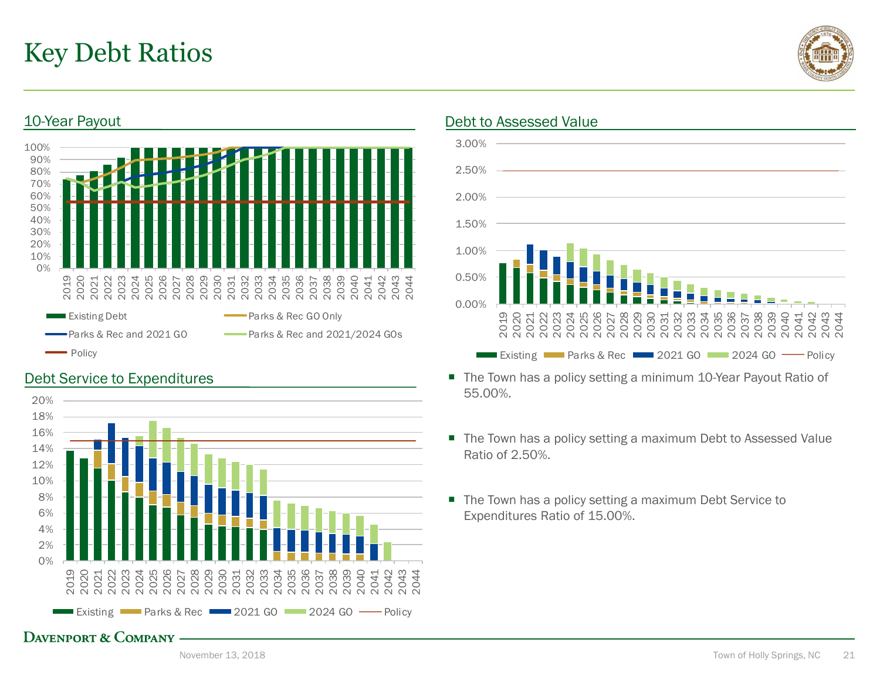# Key Debt Ratios

## 10-Year Payout

Legend: Existing Debt; Parks & Rec GO Only; Parks & Rec and 2021 GO; Parks & Rec and 2021/2024 GOs; Policy

## Debt to Assessed Value

Legend: Existing; Parks & Rec; 2021 GO; 2024 GO; Policy

## Debt Service to Expenditures

Legend: Existing; Parks & Rec; 2021 GO; 2024 GO; Policy

- The Town has a policy setting a minimum 10-Year Payout Ratio of 55.00%.
- The Town has a policy setting a maximum Debt to Assessed Value Ratio of 2.50%.
- The Town has a policy setting a maximum Debt Service to Expenditures Ratio of 15.00%.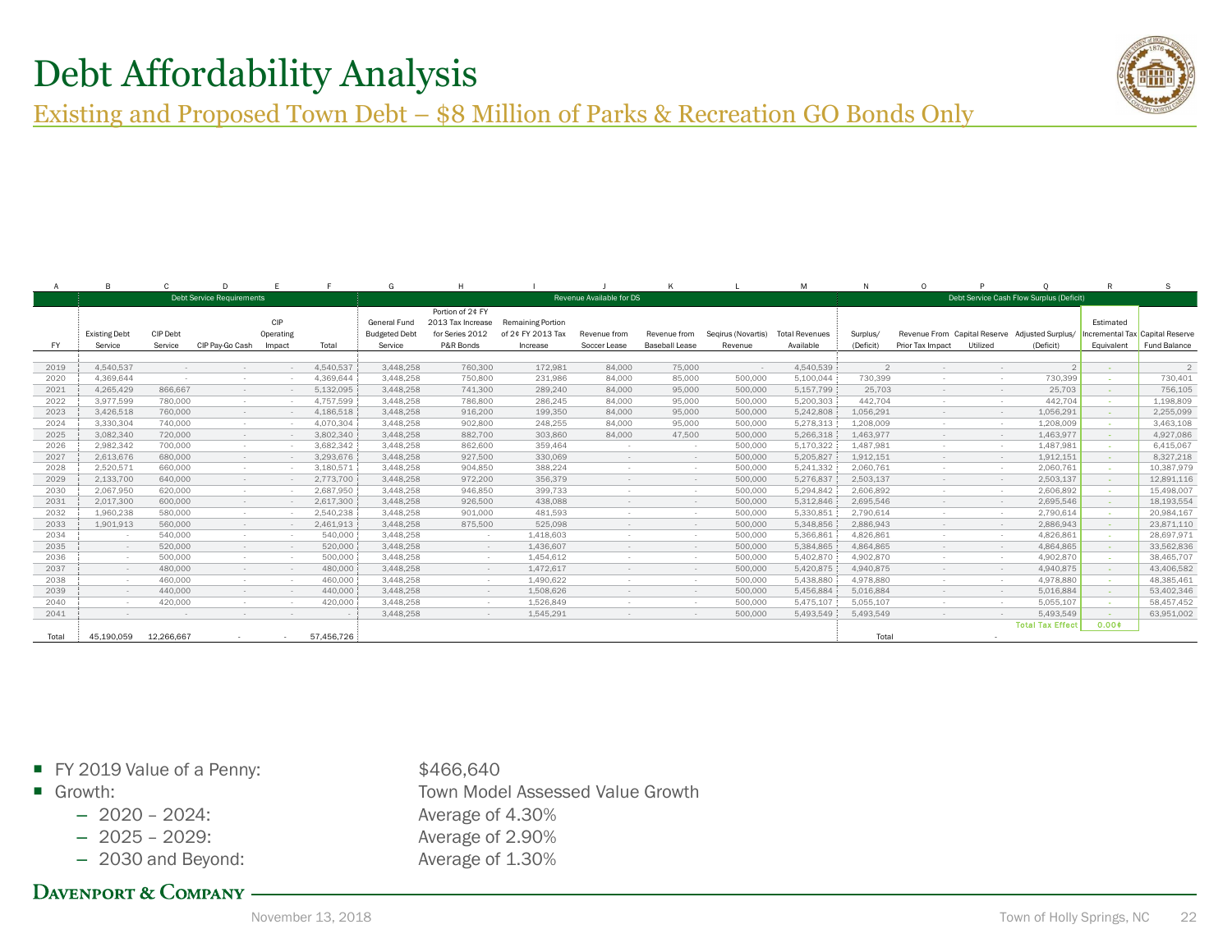# Debt Affordability Analysis

## Existing and Proposed Town Debt – $8 Million of Parks & Recreation GO Bonds Only

| A | B | C | D | E | F | G | H | I | J | K | L | M | N | O | P | Q | R | S |
|---|---|---|---|---|---|---|---|---|---|---|---|---|---|---|---|---|---|---|
| | Debt Service Requirements | | | | | Revenue Available for DS | | | | | | | Debt Service Cash Flow Surplus (Deficit) | | | | | |
| FY | Existing Debt Service | CIP Debt Service | CIP Pay-Go Cash | CIP Operating Impact | Total | General Fund Budgeted Debt Service | Portion of 2¢ FY 2013 Tax Increase for Series 2012 P&R Bonds | Remaining Portion of 2¢ FY 2013 Tax Increase | Revenue from Soccer Lease | Revenue from Baseball Lease | Seqirus (Novartis) Revenue | Total Revenues Available | Surplus/ (Deficit) | Revenue From Prior Tax Impact | Capital Reserve Utilized | Adjusted Surplus/ (Deficit) | Estimated Incremental Tax Equivalent | Capital Reserve Fund Balance |
| 2019 | 4,540,537 | - | - | - | 4,540,537 | 3,448,258 | 760,300 | 172,981 | 84,000 | 75,000 | - | 4,540,539 | 2 | - | - | 2 | - | 2 |
| 2020 | 4,369,644 | - | - | - | 4,369,644 | 3,448,258 | 750,800 | 231,986 | 84,000 | 85,000 | 500,000 | 5,100,044 | 730,399 | - | - | 730,399 | - | 730,401 |
| 2021 | 4,265,429 | 866,667 | - | - | 5,132,095 | 3,448,258 | 741,300 | 289,240 | 84,000 | 95,000 | 500,000 | 5,157,799 | 25,703 | - | - | 25,703 | - | 756,105 |
| 2022 | 3,977,599 | 780,000 | - | - | 4,757,599 | 3,448,258 | 786,800 | 286,245 | 84,000 | 95,000 | 500,000 | 5,200,303 | 442,704 | - | - | 442,704 | - | 1,198,809 |
| 2023 | 3,426,518 | 760,000 | - | - | 4,186,518 | 3,448,258 | 916,200 | 199,350 | 84,000 | 95,000 | 500,000 | 5,242,808 | 1,056,291 | - | - | 1,056,291 | - | 2,255,099 |
| 2024 | 3,330,304 | 740,000 | - | - | 4,070,304 | 3,448,258 | 902,800 | 248,255 | 84,000 | 95,000 | 500,000 | 5,278,313 | 1,208,009 | - | - | 1,208,009 | - | 3,463,108 |
| 2025 | 3,082,340 | 720,000 | - | - | 3,802,340 | 3,448,258 | 882,700 | 303,860 | 84,000 | 47,500 | 500,000 | 5,266,318 | 1,463,977 | - | - | 1,463,977 | - | 4,927,086 |
| 2026 | 2,982,342 | 700,000 | - | - | 3,682,342 | 3,448,258 | 862,600 | 359,464 | - | - | 500,000 | 5,170,322 | 1,487,981 | - | - | 1,487,981 | - | 6,415,067 |
| 2027 | 2,613,676 | 680,000 | - | - | 3,293,676 | 3,448,258 | 927,500 | 330,069 | - | - | 500,000 | 5,205,827 | 1,912,151 | - | - | 1,912,151 | - | 8,327,218 |
| 2028 | 2,520,571 | 660,000 | - | - | 3,180,571 | 3,448,258 | 904,850 | 388,224 | - | - | 500,000 | 5,241,332 | 2,060,761 | - | - | 2,060,761 | - | 10,387,979 |
| 2029 | 2,133,700 | 640,000 | - | - | 2,773,700 | 3,448,258 | 972,200 | 356,379 | - | - | 500,000 | 5,276,837 | 2,503,137 | - | - | 2,503,137 | - | 12,891,116 |
| 2030 | 2,067,950 | 620,000 | - | - | 2,687,950 | 3,448,258 | 946,850 | 399,733 | - | - | 500,000 | 5,294,842 | 2,606,892 | - | - | 2,606,892 | - | 15,498,007 |
| 2031 | 2,017,300 | 600,000 | - | - | 2,617,300 | 3,448,258 | 926,500 | 438,088 | - | - | 500,000 | 5,312,846 | 2,695,546 | - | - | 2,695,546 | - | 18,193,554 |
| 2032 | 1,960,238 | 580,000 | - | - | 2,540,238 | 3,448,258 | 901,000 | 481,593 | - | - | 500,000 | 5,330,851 | 2,790,614 | - | - | 2,790,614 | - | 20,984,167 |
| 2033 | 1,901,913 | 560,000 | - | - | 2,461,913 | 3,448,258 | 875,500 | 525,098 | - | - | 500,000 | 5,348,856 | 2,886,943 | - | - | 2,886,943 | - | 23,871,110 |
| 2034 | - | 540,000 | - | - | 540,000 | 3,448,258 | - | 1,418,603 | - | - | 500,000 | 5,366,861 | 4,826,861 | - | - | 4,826,861 | - | 28,697,971 |
| 2035 | - | 520,000 | - | - | 520,000 | 3,448,258 | - | 1,436,607 | - | - | 500,000 | 5,384,865 | 4,864,865 | - | - | 4,864,865 | - | 33,562,836 |
| 2036 | - | 500,000 | - | - | 500,000 | 3,448,258 | - | 1,454,612 | - | - | 500,000 | 5,402,870 | 4,902,870 | - | - | 4,902,870 | - | 38,465,707 |
| 2037 | - | 480,000 | - | - | 480,000 | 3,448,258 | - | 1,472,617 | - | - | 500,000 | 5,420,875 | 4,940,875 | - | - | 4,940,875 | - | 43,406,582 |
| 2038 | - | 460,000 | - | - | 460,000 | 3,448,258 | - | 1,490,622 | - | - | 500,000 | 5,438,880 | 4,978,880 | - | - | 4,978,880 | - | 48,385,461 |
| 2039 | - | 440,000 | - | - | 440,000 | 3,448,258 | - | 1,508,626 | - | - | 500,000 | 5,456,884 | 5,016,884 | - | - | 5,016,884 | - | 53,402,346 |
| 2040 | - | 420,000 | - | - | 420,000 | 3,448,258 | - | 1,526,849 | - | - | 500,000 | 5,475,107 | 5,055,107 | - | - | 5,055,107 | - | 58,457,452 |
| 2041 | - | - | - | - | - | 3,448,258 | - | 1,545,291 | - | - | 500,000 | 5,493,549 | 5,493,549 | - | - | 5,493,549 | - | 63,951,002 |
| | | | | | | | | | | | | | | | | Total Tax Effect | 0.00¢ | |
| Total | 45,190,059 | 12,266,667 | - | - | 57,456,726 | | | | | | | | Total | | - | | | |

- FY 2019 Value of a Penny: $466,640
- Growth: Town Model Assessed Value Growth
  - 2020 – 2024: Average of 4.30%
  - 2025 – 2029: Average of 2.90%
  - 2030 and Beyond: Average of 1.30%

Davenport & Company

November 13, 2018

Town of Holly Springs, NC